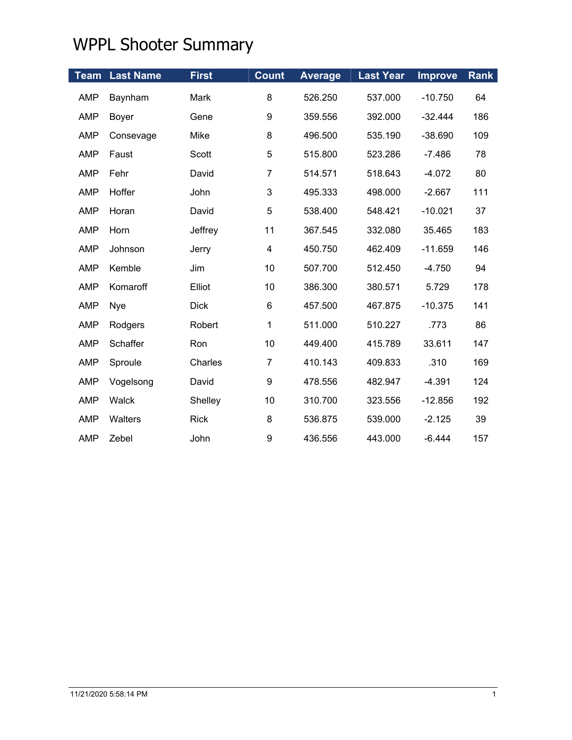# WPPL Shooter Summary

| Team | Last Name | First | Count | Average | Last Year | Improve | Rank |
|---|---|---|---|---|---|---|---|
| AMP | Baynham | Mark | 8 | 526.250 | 537.000 | -10.750 | 64 |
| AMP | Boyer | Gene | 9 | 359.556 | 392.000 | -32.444 | 186 |
| AMP | Consevage | Mike | 8 | 496.500 | 535.190 | -38.690 | 109 |
| AMP | Faust | Scott | 5 | 515.800 | 523.286 | -7.486 | 78 |
| AMP | Fehr | David | 7 | 514.571 | 518.643 | -4.072 | 80 |
| AMP | Hoffer | John | 3 | 495.333 | 498.000 | -2.667 | 111 |
| AMP | Horan | David | 5 | 538.400 | 548.421 | -10.021 | 37 |
| AMP | Horn | Jeffrey | 11 | 367.545 | 332.080 | 35.465 | 183 |
| AMP | Johnson | Jerry | 4 | 450.750 | 462.409 | -11.659 | 146 |
| AMP | Kemble | Jim | 10 | 507.700 | 512.450 | -4.750 | 94 |
| AMP | Komaroff | Elliot | 10 | 386.300 | 380.571 | 5.729 | 178 |
| AMP | Nye | Dick | 6 | 457.500 | 467.875 | -10.375 | 141 |
| AMP | Rodgers | Robert | 1 | 511.000 | 510.227 | .773 | 86 |
| AMP | Schaffer | Ron | 10 | 449.400 | 415.789 | 33.611 | 147 |
| AMP | Sproule | Charles | 7 | 410.143 | 409.833 | .310 | 169 |
| AMP | Vogelsong | David | 9 | 478.556 | 482.947 | -4.391 | 124 |
| AMP | Walck | Shelley | 10 | 310.700 | 323.556 | -12.856 | 192 |
| AMP | Walters | Rick | 8 | 536.875 | 539.000 | -2.125 | 39 |
| AMP | Zebel | John | 9 | 436.556 | 443.000 | -6.444 | 157 |

11/21/2020 5:58:14 PM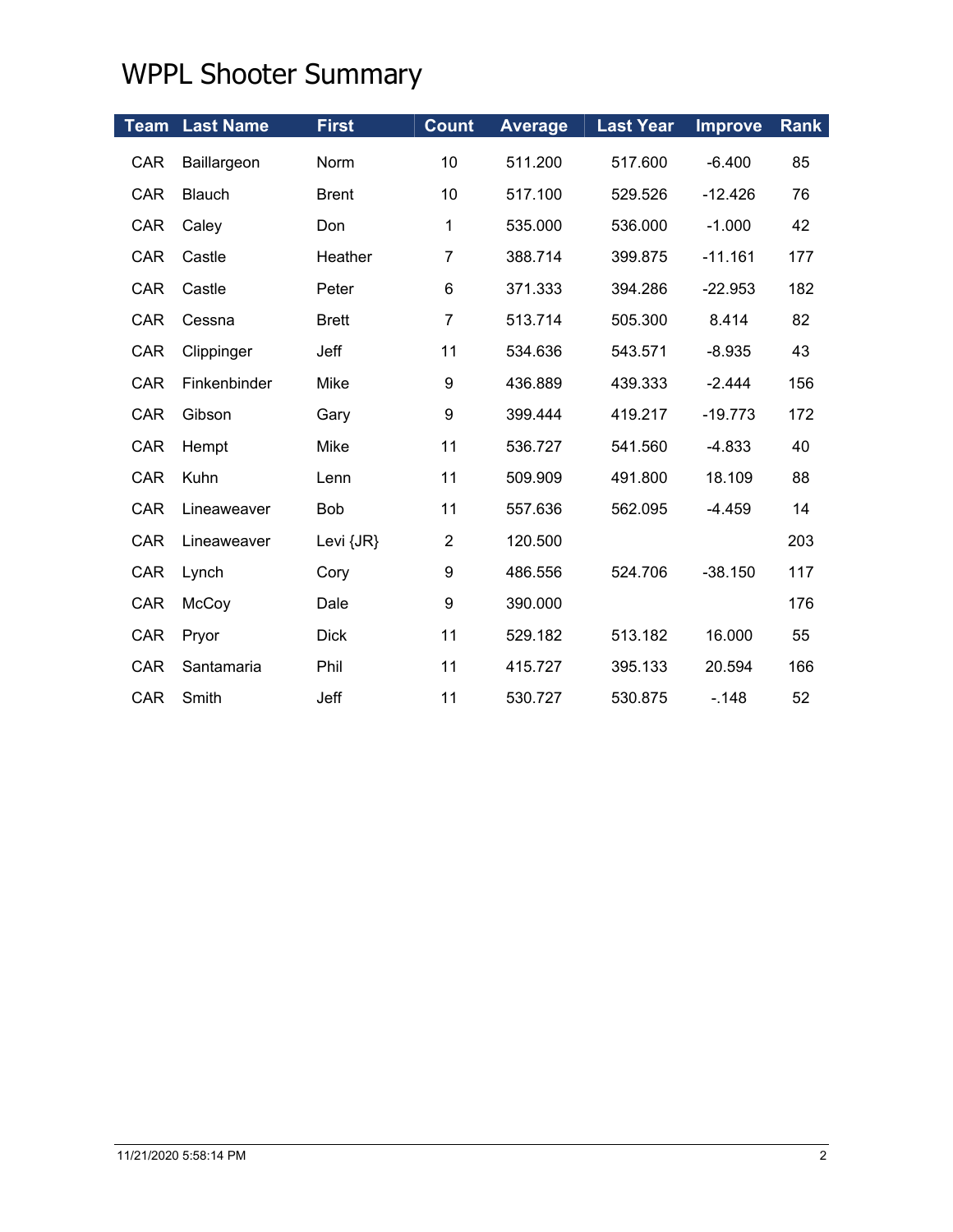# WPPL Shooter Summary

| Team | Last Name | First | Count | Average | Last Year | Improve | Rank |
|---|---|---|---|---|---|---|---|
| CAR | Baillargeon | Norm | 10 | 511.200 | 517.600 | -6.400 | 85 |
| CAR | Blauch | Brent | 10 | 517.100 | 529.526 | -12.426 | 76 |
| CAR | Caley | Don | 1 | 535.000 | 536.000 | -1.000 | 42 |
| CAR | Castle | Heather | 7 | 388.714 | 399.875 | -11.161 | 177 |
| CAR | Castle | Peter | 6 | 371.333 | 394.286 | -22.953 | 182 |
| CAR | Cessna | Brett | 7 | 513.714 | 505.300 | 8.414 | 82 |
| CAR | Clippinger | Jeff | 11 | 534.636 | 543.571 | -8.935 | 43 |
| CAR | Finkenbinder | Mike | 9 | 436.889 | 439.333 | -2.444 | 156 |
| CAR | Gibson | Gary | 9 | 399.444 | 419.217 | -19.773 | 172 |
| CAR | Hempt | Mike | 11 | 536.727 | 541.560 | -4.833 | 40 |
| CAR | Kuhn | Lenn | 11 | 509.909 | 491.800 | 18.109 | 88 |
| CAR | Lineaweaver | Bob | 11 | 557.636 | 562.095 | -4.459 | 14 |
| CAR | Lineaweaver | Levi {JR} | 2 | 120.500 | | | 203 |
| CAR | Lynch | Cory | 9 | 486.556 | 524.706 | -38.150 | 117 |
| CAR | McCoy | Dale | 9 | 390.000 | | | 176 |
| CAR | Pryor | Dick | 11 | 529.182 | 513.182 | 16.000 | 55 |
| CAR | Santamaria | Phil | 11 | 415.727 | 395.133 | 20.594 | 166 |
| CAR | Smith | Jeff | 11 | 530.727 | 530.875 | -.148 | 52 |

11/21/2020 5:58:14 PM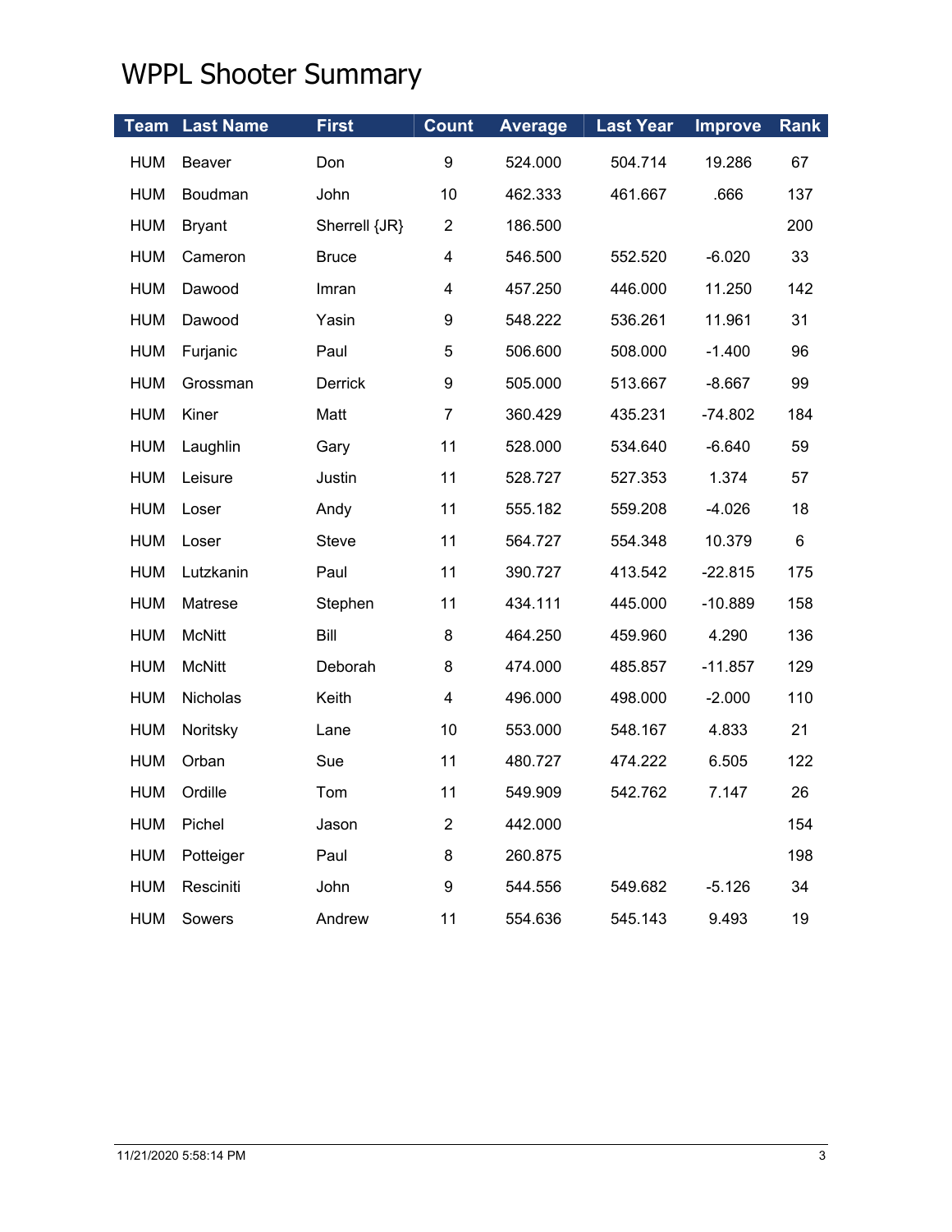# WPPL Shooter Summary

| Team | Last Name | First | Count | Average | Last Year | Improve | Rank |
|---|---|---|---|---|---|---|---|
| HUM | Beaver | Don | 9 | 524.000 | 504.714 | 19.286 | 67 |
| HUM | Boudman | John | 10 | 462.333 | 461.667 | .666 | 137 |
| HUM | Bryant | Sherrell {JR} | 2 | 186.500 | | | 200 |
| HUM | Cameron | Bruce | 4 | 546.500 | 552.520 | -6.020 | 33 |
| HUM | Dawood | Imran | 4 | 457.250 | 446.000 | 11.250 | 142 |
| HUM | Dawood | Yasin | 9 | 548.222 | 536.261 | 11.961 | 31 |
| HUM | Furjanic | Paul | 5 | 506.600 | 508.000 | -1.400 | 96 |
| HUM | Grossman | Derrick | 9 | 505.000 | 513.667 | -8.667 | 99 |
| HUM | Kiner | Matt | 7 | 360.429 | 435.231 | -74.802 | 184 |
| HUM | Laughlin | Gary | 11 | 528.000 | 534.640 | -6.640 | 59 |
| HUM | Leisure | Justin | 11 | 528.727 | 527.353 | 1.374 | 57 |
| HUM | Loser | Andy | 11 | 555.182 | 559.208 | -4.026 | 18 |
| HUM | Loser | Steve | 11 | 564.727 | 554.348 | 10.379 | 6 |
| HUM | Lutzkanin | Paul | 11 | 390.727 | 413.542 | -22.815 | 175 |
| HUM | Matrese | Stephen | 11 | 434.111 | 445.000 | -10.889 | 158 |
| HUM | McNitt | Bill | 8 | 464.250 | 459.960 | 4.290 | 136 |
| HUM | McNitt | Deborah | 8 | 474.000 | 485.857 | -11.857 | 129 |
| HUM | Nicholas | Keith | 4 | 496.000 | 498.000 | -2.000 | 110 |
| HUM | Noritsky | Lane | 10 | 553.000 | 548.167 | 4.833 | 21 |
| HUM | Orban | Sue | 11 | 480.727 | 474.222 | 6.505 | 122 |
| HUM | Ordille | Tom | 11 | 549.909 | 542.762 | 7.147 | 26 |
| HUM | Pichel | Jason | 2 | 442.000 | | | 154 |
| HUM | Potteiger | Paul | 8 | 260.875 | | | 198 |
| HUM | Resciniti | John | 9 | 544.556 | 549.682 | -5.126 | 34 |
| HUM | Sowers | Andrew | 11 | 554.636 | 545.143 | 9.493 | 19 |

11/21/2020 5:58:14 PM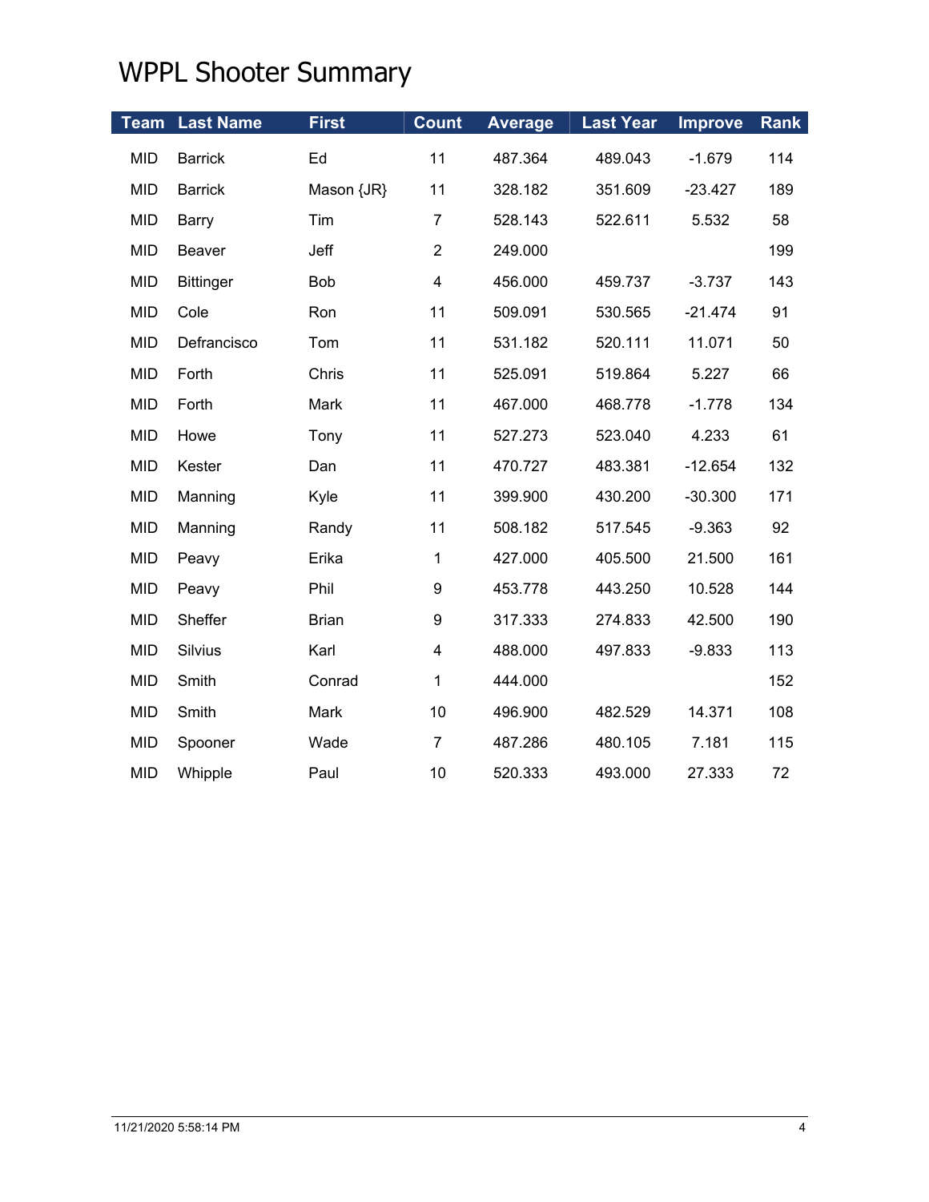# WPPL Shooter Summary

| Team | Last Name | First | Count | Average | Last Year | Improve | Rank |
|---|---|---|---|---|---|---|---|
| MID | Barrick | Ed | 11 | 487.364 | 489.043 | -1.679 | 114 |
| MID | Barrick | Mason {JR} | 11 | 328.182 | 351.609 | -23.427 | 189 |
| MID | Barry | Tim | 7 | 528.143 | 522.611 | 5.532 | 58 |
| MID | Beaver | Jeff | 2 | 249.000 | | | 199 |
| MID | Bittinger | Bob | 4 | 456.000 | 459.737 | -3.737 | 143 |
| MID | Cole | Ron | 11 | 509.091 | 530.565 | -21.474 | 91 |
| MID | Defrancisco | Tom | 11 | 531.182 | 520.111 | 11.071 | 50 |
| MID | Forth | Chris | 11 | 525.091 | 519.864 | 5.227 | 66 |
| MID | Forth | Mark | 11 | 467.000 | 468.778 | -1.778 | 134 |
| MID | Howe | Tony | 11 | 527.273 | 523.040 | 4.233 | 61 |
| MID | Kester | Dan | 11 | 470.727 | 483.381 | -12.654 | 132 |
| MID | Manning | Kyle | 11 | 399.900 | 430.200 | -30.300 | 171 |
| MID | Manning | Randy | 11 | 508.182 | 517.545 | -9.363 | 92 |
| MID | Peavy | Erika | 1 | 427.000 | 405.500 | 21.500 | 161 |
| MID | Peavy | Phil | 9 | 453.778 | 443.250 | 10.528 | 144 |
| MID | Sheffer | Brian | 9 | 317.333 | 274.833 | 42.500 | 190 |
| MID | Silvius | Karl | 4 | 488.000 | 497.833 | -9.833 | 113 |
| MID | Smith | Conrad | 1 | 444.000 | | | 152 |
| MID | Smith | Mark | 10 | 496.900 | 482.529 | 14.371 | 108 |
| MID | Spooner | Wade | 7 | 487.286 | 480.105 | 7.181 | 115 |
| MID | Whipple | Paul | 10 | 520.333 | 493.000 | 27.333 | 72 |

11/21/2020 5:58:14 PM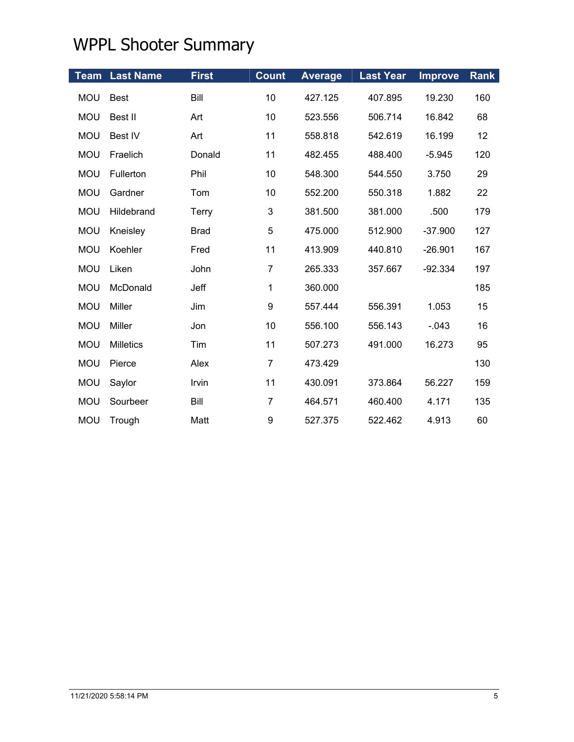# WPPL Shooter Summary

| Team | Last Name | First | Count | Average | Last Year | Improve | Rank |
|---|---|---|---|---|---|---|---|
| MOU | Best | Bill | 10 | 427.125 | 407.895 | 19.230 | 160 |
| MOU | Best II | Art | 10 | 523.556 | 506.714 | 16.842 | 68 |
| MOU | Best IV | Art | 11 | 558.818 | 542.619 | 16.199 | 12 |
| MOU | Fraelich | Donald | 11 | 482.455 | 488.400 | -5.945 | 120 |
| MOU | Fullerton | Phil | 10 | 548.300 | 544.550 | 3.750 | 29 |
| MOU | Gardner | Tom | 10 | 552.200 | 550.318 | 1.882 | 22 |
| MOU | Hildebrand | Terry | 3 | 381.500 | 381.000 | .500 | 179 |
| MOU | Kneisley | Brad | 5 | 475.000 | 512.900 | -37.900 | 127 |
| MOU | Koehler | Fred | 11 | 413.909 | 440.810 | -26.901 | 167 |
| MOU | Liken | John | 7 | 265.333 | 357.667 | -92.334 | 197 |
| MOU | McDonald | Jeff | 1 | 360.000 | | | 185 |
| MOU | Miller | Jim | 9 | 557.444 | 556.391 | 1.053 | 15 |
| MOU | Miller | Jon | 10 | 556.100 | 556.143 | -.043 | 16 |
| MOU | Milletics | Tim | 11 | 507.273 | 491.000 | 16.273 | 95 |
| MOU | Pierce | Alex | 7 | 473.429 | | | 130 |
| MOU | Saylor | Irvin | 11 | 430.091 | 373.864 | 56.227 | 159 |
| MOU | Sourbeer | Bill | 7 | 464.571 | 460.400 | 4.171 | 135 |
| MOU | Trough | Matt | 9 | 527.375 | 522.462 | 4.913 | 60 |

11/21/2020 5:58:14 PM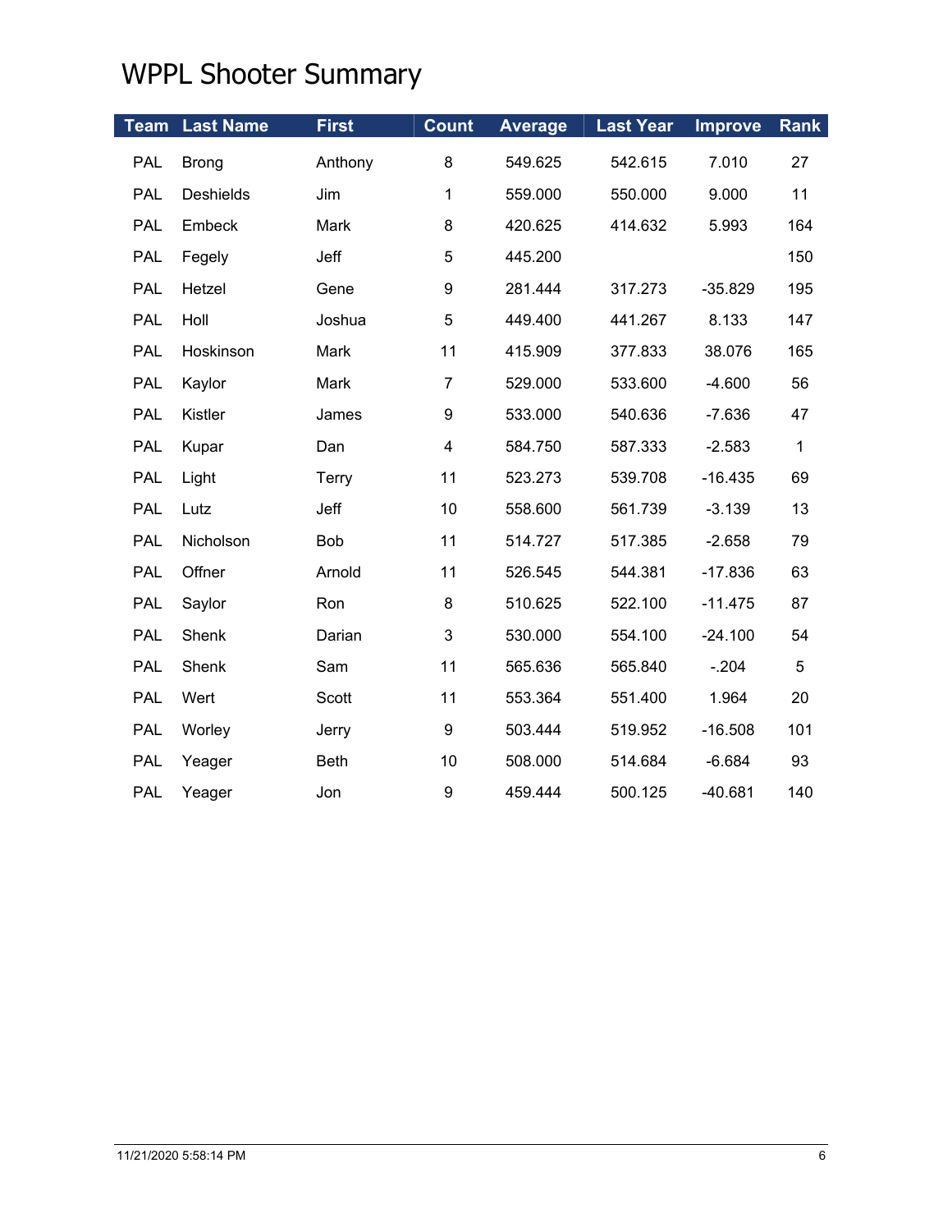# WPPL Shooter Summary

| Team | Last Name | First | Count | Average | Last Year | Improve | Rank |
|---|---|---|---|---|---|---|---|
| PAL | Brong | Anthony | 8 | 549.625 | 542.615 | 7.010 | 27 |
| PAL | Deshields | Jim | 1 | 559.000 | 550.000 | 9.000 | 11 |
| PAL | Embeck | Mark | 8 | 420.625 | 414.632 | 5.993 | 164 |
| PAL | Fegely | Jeff | 5 | 445.200 | | | 150 |
| PAL | Hetzel | Gene | 9 | 281.444 | 317.273 | -35.829 | 195 |
| PAL | Holl | Joshua | 5 | 449.400 | 441.267 | 8.133 | 147 |
| PAL | Hoskinson | Mark | 11 | 415.909 | 377.833 | 38.076 | 165 |
| PAL | Kaylor | Mark | 7 | 529.000 | 533.600 | -4.600 | 56 |
| PAL | Kistler | James | 9 | 533.000 | 540.636 | -7.636 | 47 |
| PAL | Kupar | Dan | 4 | 584.750 | 587.333 | -2.583 | 1 |
| PAL | Light | Terry | 11 | 523.273 | 539.708 | -16.435 | 69 |
| PAL | Lutz | Jeff | 10 | 558.600 | 561.739 | -3.139 | 13 |
| PAL | Nicholson | Bob | 11 | 514.727 | 517.385 | -2.658 | 79 |
| PAL | Offner | Arnold | 11 | 526.545 | 544.381 | -17.836 | 63 |
| PAL | Saylor | Ron | 8 | 510.625 | 522.100 | -11.475 | 87 |
| PAL | Shenk | Darian | 3 | 530.000 | 554.100 | -24.100 | 54 |
| PAL | Shenk | Sam | 11 | 565.636 | 565.840 | -.204 | 5 |
| PAL | Wert | Scott | 11 | 553.364 | 551.400 | 1.964 | 20 |
| PAL | Worley | Jerry | 9 | 503.444 | 519.952 | -16.508 | 101 |
| PAL | Yeager | Beth | 10 | 508.000 | 514.684 | -6.684 | 93 |
| PAL | Yeager | Jon | 9 | 459.444 | 500.125 | -40.681 | 140 |

11/21/2020 5:58:14 PM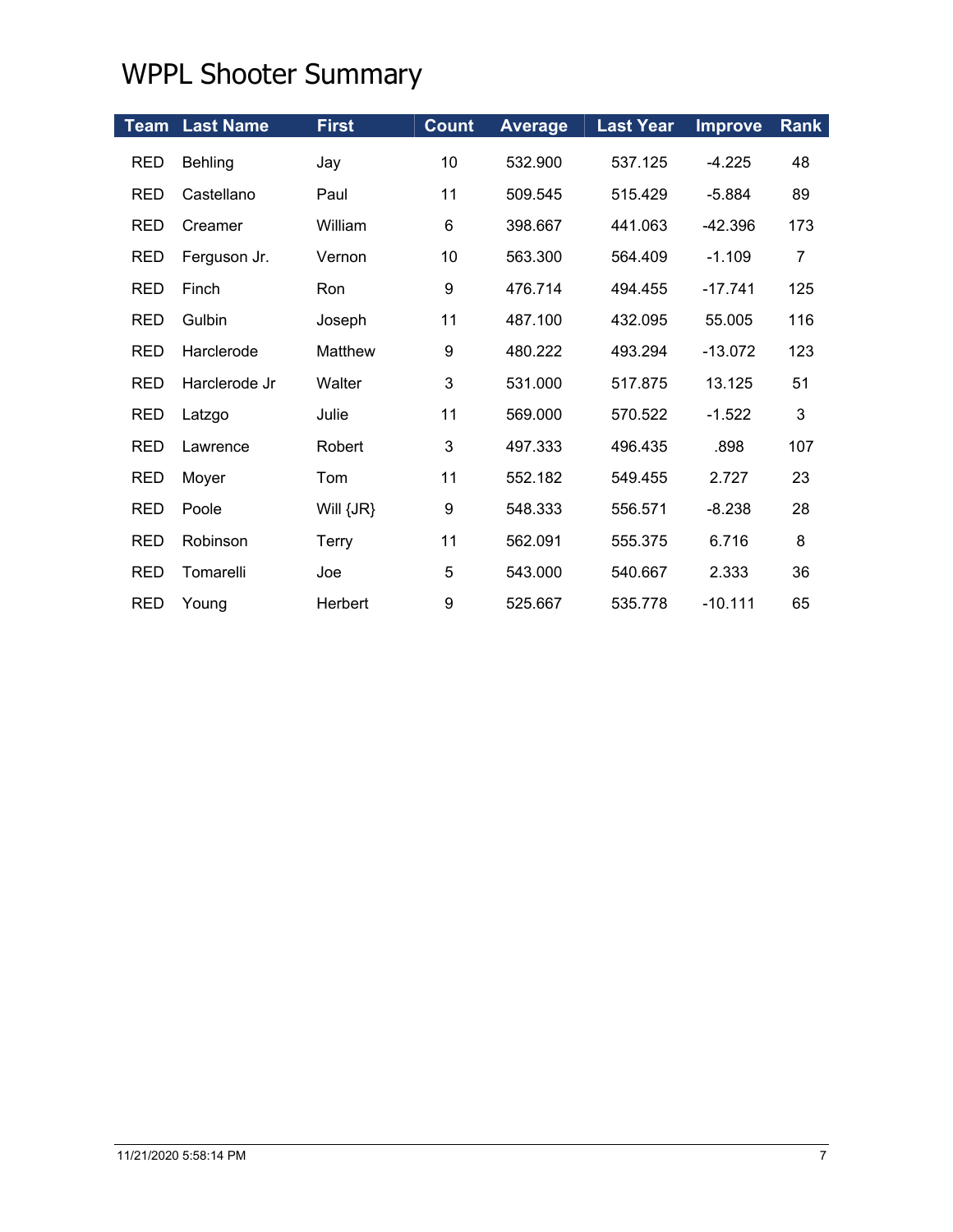# WPPL Shooter Summary

| Team | Last Name | First | Count | Average | Last Year | Improve | Rank |
|---|---|---|---|---|---|---|---|
| RED | Behling | Jay | 10 | 532.900 | 537.125 | -4.225 | 48 |
| RED | Castellano | Paul | 11 | 509.545 | 515.429 | -5.884 | 89 |
| RED | Creamer | William | 6 | 398.667 | 441.063 | -42.396 | 173 |
| RED | Ferguson Jr. | Vernon | 10 | 563.300 | 564.409 | -1.109 | 7 |
| RED | Finch | Ron | 9 | 476.714 | 494.455 | -17.741 | 125 |
| RED | Gulbin | Joseph | 11 | 487.100 | 432.095 | 55.005 | 116 |
| RED | Harclerode | Matthew | 9 | 480.222 | 493.294 | -13.072 | 123 |
| RED | Harclerode Jr | Walter | 3 | 531.000 | 517.875 | 13.125 | 51 |
| RED | Latzgo | Julie | 11 | 569.000 | 570.522 | -1.522 | 3 |
| RED | Lawrence | Robert | 3 | 497.333 | 496.435 | .898 | 107 |
| RED | Moyer | Tom | 11 | 552.182 | 549.455 | 2.727 | 23 |
| RED | Poole | Will {JR} | 9 | 548.333 | 556.571 | -8.238 | 28 |
| RED | Robinson | Terry | 11 | 562.091 | 555.375 | 6.716 | 8 |
| RED | Tomarelli | Joe | 5 | 543.000 | 540.667 | 2.333 | 36 |
| RED | Young | Herbert | 9 | 525.667 | 535.778 | -10.111 | 65 |

11/21/2020 5:58:14 PM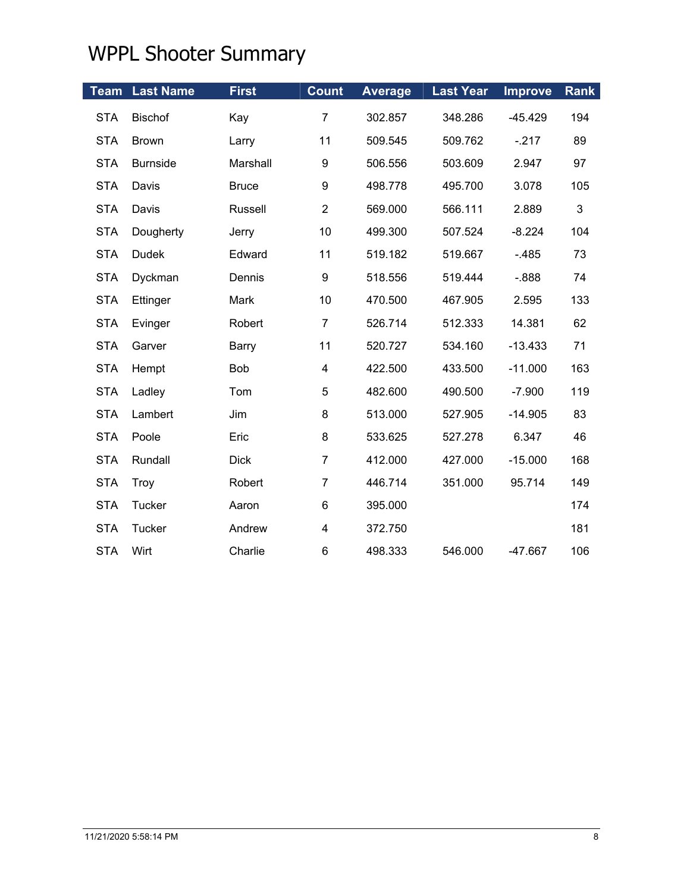# WPPL Shooter Summary

| Team | Last Name | First | Count | Average | Last Year | Improve | Rank |
|---|---|---|---|---|---|---|---|
| STA | Bischof | Kay | 7 | 302.857 | 348.286 | -45.429 | 194 |
| STA | Brown | Larry | 11 | 509.545 | 509.762 | -.217 | 89 |
| STA | Burnside | Marshall | 9 | 506.556 | 503.609 | 2.947 | 97 |
| STA | Davis | Bruce | 9 | 498.778 | 495.700 | 3.078 | 105 |
| STA | Davis | Russell | 2 | 569.000 | 566.111 | 2.889 | 3 |
| STA | Dougherty | Jerry | 10 | 499.300 | 507.524 | -8.224 | 104 |
| STA | Dudek | Edward | 11 | 519.182 | 519.667 | -.485 | 73 |
| STA | Dyckman | Dennis | 9 | 518.556 | 519.444 | -.888 | 74 |
| STA | Ettinger | Mark | 10 | 470.500 | 467.905 | 2.595 | 133 |
| STA | Evinger | Robert | 7 | 526.714 | 512.333 | 14.381 | 62 |
| STA | Garver | Barry | 11 | 520.727 | 534.160 | -13.433 | 71 |
| STA | Hempt | Bob | 4 | 422.500 | 433.500 | -11.000 | 163 |
| STA | Ladley | Tom | 5 | 482.600 | 490.500 | -7.900 | 119 |
| STA | Lambert | Jim | 8 | 513.000 | 527.905 | -14.905 | 83 |
| STA | Poole | Eric | 8 | 533.625 | 527.278 | 6.347 | 46 |
| STA | Rundall | Dick | 7 | 412.000 | 427.000 | -15.000 | 168 |
| STA | Troy | Robert | 7 | 446.714 | 351.000 | 95.714 | 149 |
| STA | Tucker | Aaron | 6 | 395.000 | | | 174 |
| STA | Tucker | Andrew | 4 | 372.750 | | | 181 |
| STA | Wirt | Charlie | 6 | 498.333 | 546.000 | -47.667 | 106 |

11/21/2020 5:58:14 PM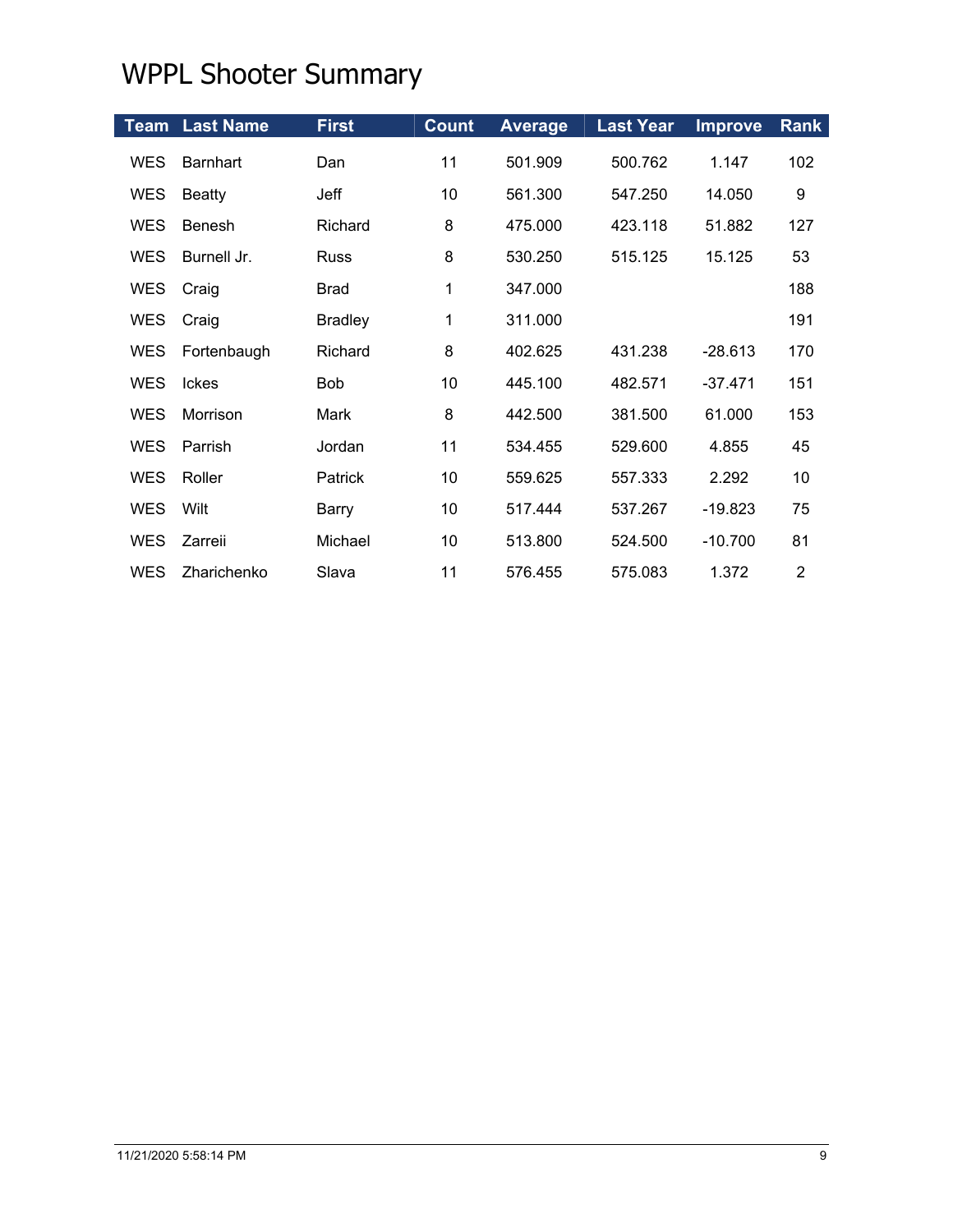# WPPL Shooter Summary

| Team | Last Name | First | Count | Average | Last Year | Improve | Rank |
|---|---|---|---|---|---|---|---|
| WES | Barnhart | Dan | 11 | 501.909 | 500.762 | 1.147 | 102 |
| WES | Beatty | Jeff | 10 | 561.300 | 547.250 | 14.050 | 9 |
| WES | Benesh | Richard | 8 | 475.000 | 423.118 | 51.882 | 127 |
| WES | Burnell Jr. | Russ | 8 | 530.250 | 515.125 | 15.125 | 53 |
| WES | Craig | Brad | 1 | 347.000 | | | 188 |
| WES | Craig | Bradley | 1 | 311.000 | | | 191 |
| WES | Fortenbaugh | Richard | 8 | 402.625 | 431.238 | -28.613 | 170 |
| WES | Ickes | Bob | 10 | 445.100 | 482.571 | -37.471 | 151 |
| WES | Morrison | Mark | 8 | 442.500 | 381.500 | 61.000 | 153 |
| WES | Parrish | Jordan | 11 | 534.455 | 529.600 | 4.855 | 45 |
| WES | Roller | Patrick | 10 | 559.625 | 557.333 | 2.292 | 10 |
| WES | Wilt | Barry | 10 | 517.444 | 537.267 | -19.823 | 75 |
| WES | Zarreii | Michael | 10 | 513.800 | 524.500 | -10.700 | 81 |
| WES | Zharichenko | Slava | 11 | 576.455 | 575.083 | 1.372 | 2 |

11/21/2020 5:58:14 PM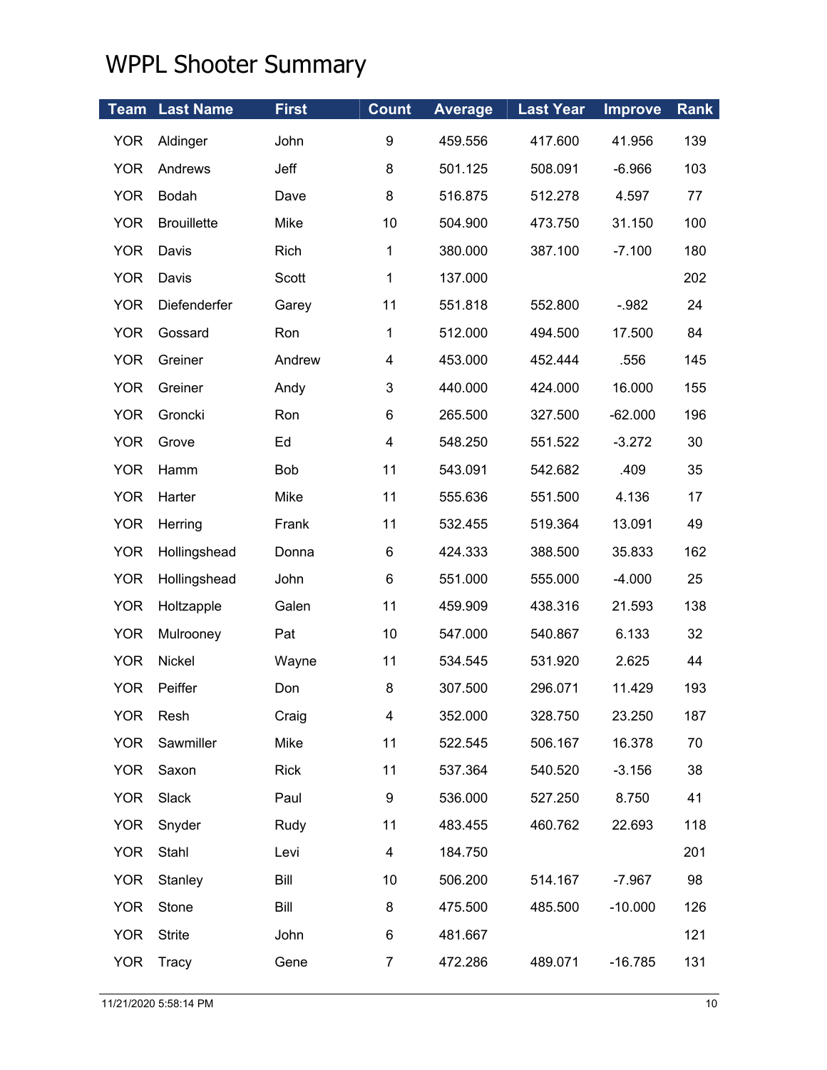# WPPL Shooter Summary

| Team | Last Name | First | Count | Average | Last Year | Improve | Rank |
|---|---|---|---|---|---|---|---|
| YOR | Aldinger | John | 9 | 459.556 | 417.600 | 41.956 | 139 |
| YOR | Andrews | Jeff | 8 | 501.125 | 508.091 | -6.966 | 103 |
| YOR | Bodah | Dave | 8 | 516.875 | 512.278 | 4.597 | 77 |
| YOR | Brouillette | Mike | 10 | 504.900 | 473.750 | 31.150 | 100 |
| YOR | Davis | Rich | 1 | 380.000 | 387.100 | -7.100 | 180 |
| YOR | Davis | Scott | 1 | 137.000 | | | 202 |
| YOR | Diefenderfer | Garey | 11 | 551.818 | 552.800 | -.982 | 24 |
| YOR | Gossard | Ron | 1 | 512.000 | 494.500 | 17.500 | 84 |
| YOR | Greiner | Andrew | 4 | 453.000 | 452.444 | .556 | 145 |
| YOR | Greiner | Andy | 3 | 440.000 | 424.000 | 16.000 | 155 |
| YOR | Groncki | Ron | 6 | 265.500 | 327.500 | -62.000 | 196 |
| YOR | Grove | Ed | 4 | 548.250 | 551.522 | -3.272 | 30 |
| YOR | Hamm | Bob | 11 | 543.091 | 542.682 | .409 | 35 |
| YOR | Harter | Mike | 11 | 555.636 | 551.500 | 4.136 | 17 |
| YOR | Herring | Frank | 11 | 532.455 | 519.364 | 13.091 | 49 |
| YOR | Hollingshead | Donna | 6 | 424.333 | 388.500 | 35.833 | 162 |
| YOR | Hollingshead | John | 6 | 551.000 | 555.000 | -4.000 | 25 |
| YOR | Holtzapple | Galen | 11 | 459.909 | 438.316 | 21.593 | 138 |
| YOR | Mulrooney | Pat | 10 | 547.000 | 540.867 | 6.133 | 32 |
| YOR | Nickel | Wayne | 11 | 534.545 | 531.920 | 2.625 | 44 |
| YOR | Peiffer | Don | 8 | 307.500 | 296.071 | 11.429 | 193 |
| YOR | Resh | Craig | 4 | 352.000 | 328.750 | 23.250 | 187 |
| YOR | Sawmiller | Mike | 11 | 522.545 | 506.167 | 16.378 | 70 |
| YOR | Saxon | Rick | 11 | 537.364 | 540.520 | -3.156 | 38 |
| YOR | Slack | Paul | 9 | 536.000 | 527.250 | 8.750 | 41 |
| YOR | Snyder | Rudy | 11 | 483.455 | 460.762 | 22.693 | 118 |
| YOR | Stahl | Levi | 4 | 184.750 | | | 201 |
| YOR | Stanley | Bill | 10 | 506.200 | 514.167 | -7.967 | 98 |
| YOR | Stone | Bill | 8 | 475.500 | 485.500 | -10.000 | 126 |
| YOR | Strite | John | 6 | 481.667 | | | 121 |
| YOR | Tracy | Gene | 7 | 472.286 | 489.071 | -16.785 | 131 |

11/21/2020 5:58:14 PM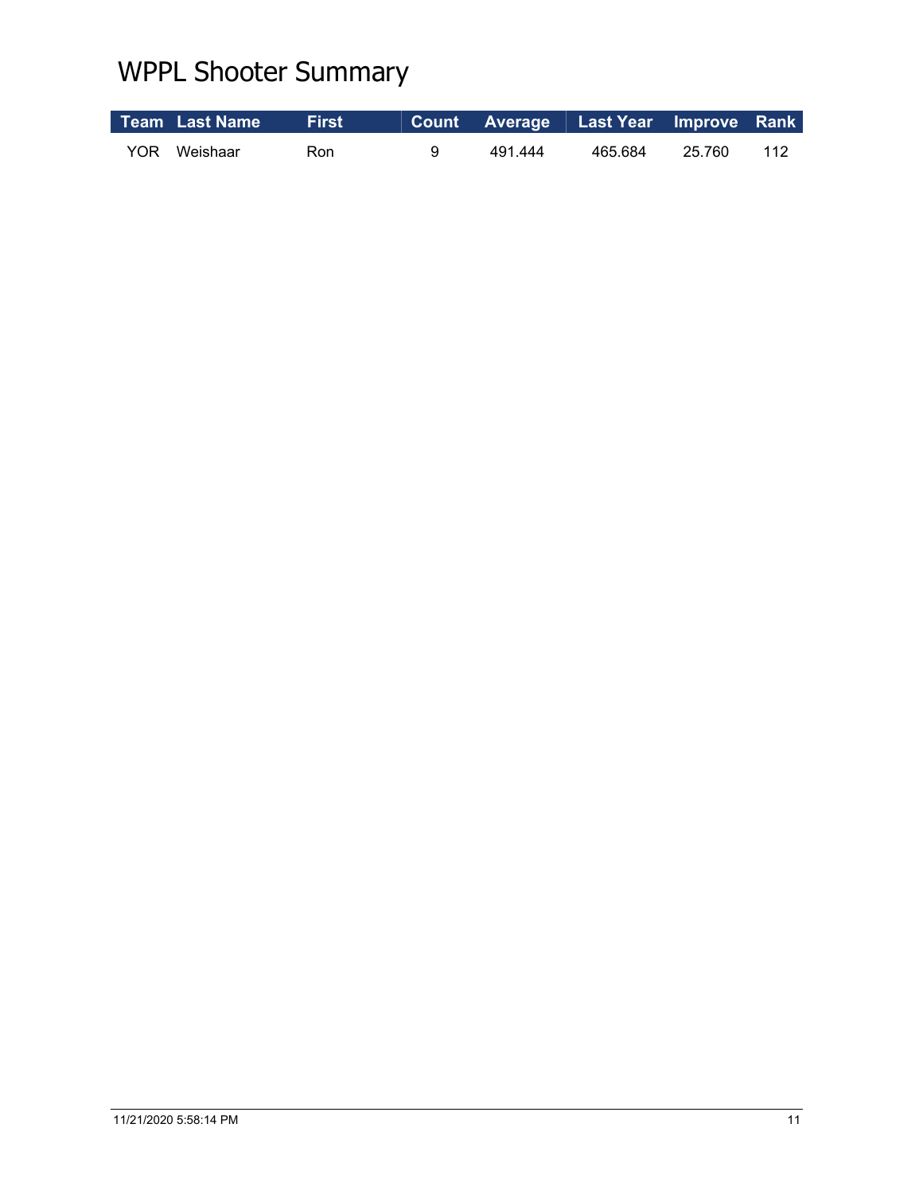# WPPL Shooter Summary

| Team | Last Name | First | Count | Average | Last Year | Improve | Rank |
|---|---|---|---|---|---|---|---|
| YOR | Weishaar | Ron | 9 | 491.444 | 465.684 | 25.760 | 112 |

11/21/2020 5:58:14 PM